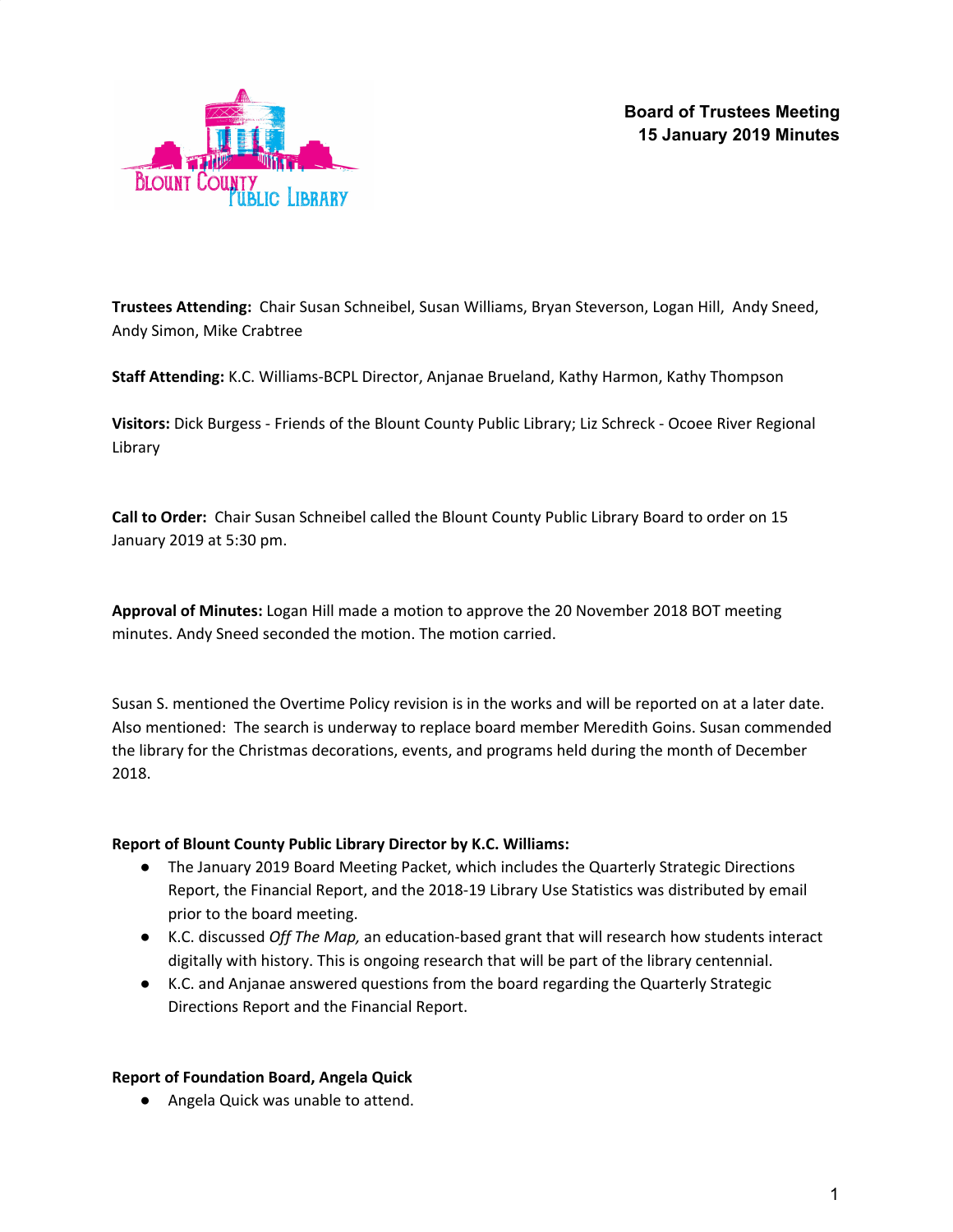**Board of Trustees Meeting**
**15 January 2019 Minutes**

**Trustees Attending:** Chair Susan Schneibel, Susan Williams, Bryan Steverson, Logan Hill, Andy Sneed, Andy Simon, Mike Crabtree

**Staff Attending:** K.C. Williams-BCPL Director, Anjanae Brueland, Kathy Harmon, Kathy Thompson

**Visitors:** Dick Burgess - Friends of the Blount County Public Library; Liz Schreck - Ocoee River Regional Library

**Call to Order:** Chair Susan Schneibel called the Blount County Public Library Board to order on 15 January 2019 at 5:30 pm.

**Approval of Minutes:** Logan Hill made a motion to approve the 20 November 2018 BOT meeting minutes. Andy Sneed seconded the motion. The motion carried.

Susan S. mentioned the Overtime Policy revision is in the works and will be reported on at a later date. Also mentioned: The search is underway to replace board member Meredith Goins. Susan commended the library for the Christmas decorations, events, and programs held during the month of December 2018.

**Report of Blount County Public Library Director by K.C. Williams:**

- The January 2019 Board Meeting Packet, which includes the Quarterly Strategic Directions Report, the Financial Report, and the 2018-19 Library Use Statistics was distributed by email prior to the board meeting.
- K.C. discussed *Off The Map,* an education-based grant that will research how students interact digitally with history. This is ongoing research that will be part of the library centennial.
- K.C. and Anjanae answered questions from the board regarding the Quarterly Strategic Directions Report and the Financial Report.

**Report of Foundation Board, Angela Quick**

- Angela Quick was unable to attend.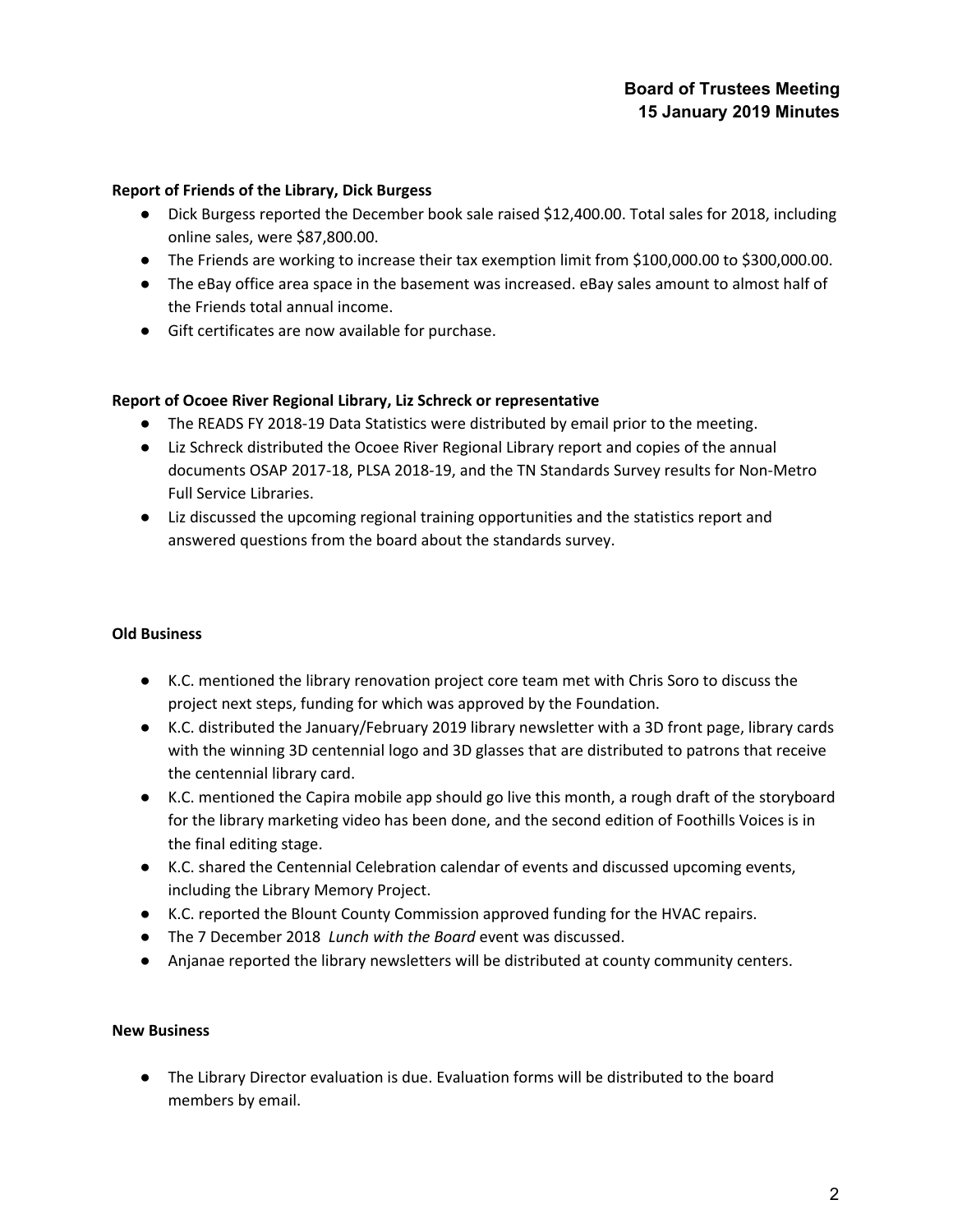**Report of Friends of the Library, Dick Burgess**

- Dick Burgess reported the December book sale raised $12,400.00. Total sales for 2018, including online sales, were $87,800.00.
- The Friends are working to increase their tax exemption limit from $100,000.00 to $300,000.00.
- The eBay office area space in the basement was increased. eBay sales amount to almost half of the Friends total annual income.
- Gift certificates are now available for purchase.

**Report of Ocoee River Regional Library, Liz Schreck or representative**

- The READS FY 2018-19 Data Statistics were distributed by email prior to the meeting.
- Liz Schreck distributed the Ocoee River Regional Library report and copies of the annual documents OSAP 2017-18, PLSA 2018-19, and the TN Standards Survey results for Non-Metro Full Service Libraries.
- Liz discussed the upcoming regional training opportunities and the statistics report and answered questions from the board about the standards survey.

**Old Business**

- K.C. mentioned the library renovation project core team met with Chris Soro to discuss the project next steps, funding for which was approved by the Foundation.
- K.C. distributed the January/February 2019 library newsletter with a 3D front page, library cards with the winning 3D centennial logo and 3D glasses that are distributed to patrons that receive the centennial library card.
- K.C. mentioned the Capira mobile app should go live this month, a rough draft of the storyboard for the library marketing video has been done, and the second edition of Foothills Voices is in the final editing stage.
- K.C. shared the Centennial Celebration calendar of events and discussed upcoming events, including the Library Memory Project.
- K.C. reported the Blount County Commission approved funding for the HVAC repairs.
- The 7 December 2018 *Lunch with the Board* event was discussed.
- Anjanae reported the library newsletters will be distributed at county community centers.

**New Business**

- The Library Director evaluation is due. Evaluation forms will be distributed to the board members by email.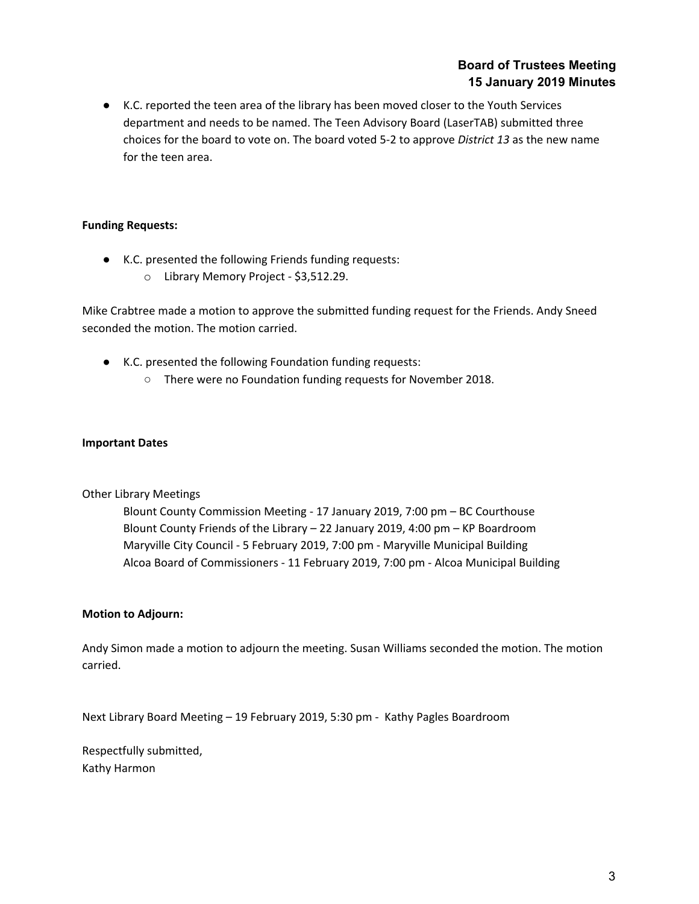- K.C. reported the teen area of the library has been moved closer to the Youth Services department and needs to be named. The Teen Advisory Board (LaserTAB) submitted three choices for the board to vote on. The board voted 5-2 to approve *District 13* as the new name for the teen area.

**Funding Requests:**

- K.C. presented the following Friends funding requests:
  - Library Memory Project - $3,512.29.

Mike Crabtree made a motion to approve the submitted funding request for the Friends. Andy Sneed seconded the motion. The motion carried.

- K.C. presented the following Foundation funding requests:
  - There were no Foundation funding requests for November 2018.

**Important Dates**

Other Library Meetings

Blount County Commission Meeting - 17 January 2019, 7:00 pm – BC Courthouse
Blount County Friends of the Library – 22 January 2019, 4:00 pm – KP Boardroom
Maryville City Council - 5 February 2019, 7:00 pm - Maryville Municipal Building
Alcoa Board of Commissioners - 11 February 2019, 7:00 pm - Alcoa Municipal Building

**Motion to Adjourn:**

Andy Simon made a motion to adjourn the meeting. Susan Williams seconded the motion. The motion carried.

Next Library Board Meeting – 19 February 2019, 5:30 pm - Kathy Pagles Boardroom

Respectfully submitted,
Kathy Harmon